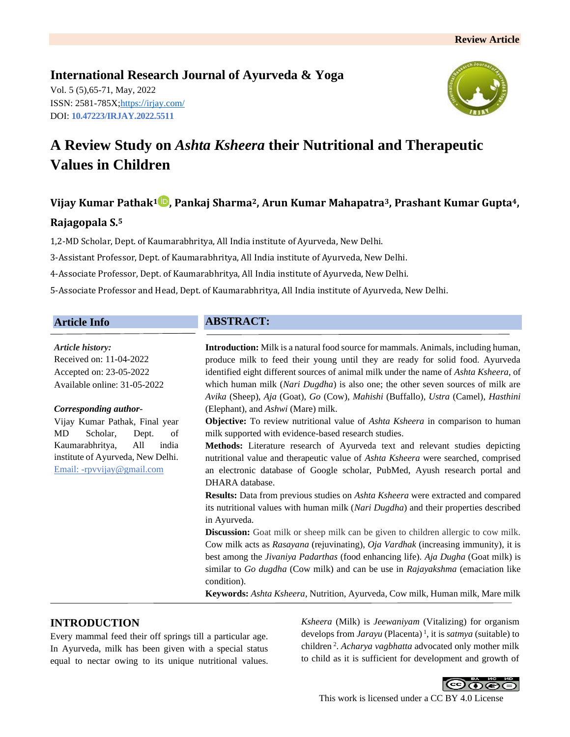Review Article

**International Research Journal of Ayurveda & Yoga**
Vol. 5 (5),65-71, May, 2022
ISSN: 2581-785X;https://irjay.com/
DOI: **10.47223/IRJAY.2022.5511**

# A Review Study on *Ashta Ksheera* their Nutritional and Therapeutic Values in Children

**Vijay Kumar Pathak[1], Pankaj Sharma[2], Arun Kumar Mahapatra[3], Prashant Kumar Gupta[4], Rajagopala S.[5]**

1,2-MD Scholar, Dept. of Kaumarabhritya, All India institute of Ayurveda, New Delhi.

3-Assistant Professor, Dept. of Kaumarabhritya, All India institute of Ayurveda, New Delhi.

4-Associate Professor, Dept. of Kaumarabhritya, All India institute of Ayurveda, New Delhi.

5-Associate Professor and Head, Dept. of Kaumarabhritya, All India institute of Ayurveda, New Delhi.

## Article Info

*Article history:*
Received on: 11-04-2022
Accepted on: 23-05-2022
Available online: 31-05-2022

***Corresponding author-***
Vijay Kumar Pathak, Final year MD Scholar, Dept. of Kaumarabhritya, All india institute of Ayurveda, New Delhi.
Email: -rpvvijay@gmail.com

## ABSTRACT:

**Introduction:** Milk is a natural food source for mammals. Animals, including human, produce milk to feed their young until they are ready for solid food. Ayurveda identified eight different sources of animal milk under the name of *Ashta Ksheera*, of which human milk (*Nari Dugdha*) is also one; the other seven sources of milk are *Avika* (Sheep), *Aja* (Goat), *Go* (Cow), *Mahishi* (Buffallo), *Ustra* (Camel), *Hasthini* (Elephant), and *Ashwi* (Mare) milk.

**Objective:** To review nutritional value of *Ashta Ksheera* in comparison to human milk supported with evidence-based research studies.

**Methods:** Literature research of Ayurveda text and relevant studies depicting nutritional value and therapeutic value of *Ashta Ksheera* were searched, comprised an electronic database of Google scholar, PubMed, Ayush research portal and DHARA database.

**Results:** Data from previous studies on *Ashta Ksheera* were extracted and compared its nutritional values with human milk (*Nari Dugdha*) and their properties described in Ayurveda.

**Discussion:** Goat milk or sheep milk can be given to children allergic to cow milk. Cow milk acts as *Rasayana* (rejuvinating), *Oja Vardhak* (increasing immunity), it is best among the *Jivaniya Padarthas* (food enhancing life). *Aja Dugha* (Goat milk) is similar to *Go dugdha* (Cow milk) and can be use in *Rajayakshma* (emaciation like condition).

**Keywords:** *Ashta Ksheera*, Nutrition, Ayurveda, Cow milk, Human milk, Mare milk

## INTRODUCTION

Every mammal feed their off springs till a particular age. In Ayurveda, milk has been given with a special status equal to nectar owing to its unique nutritional values. *Ksheera* (Milk) is *Jeewaniyam* (Vitalizing) for organism develops from *Jarayu* (Placenta) [1], it is *satmya* (suitable) to children [2]. *Acharya vagbhatta* advocated only mother milk to child as it is sufficient for development and growth of

This work is licensed under a CC BY 4.0 License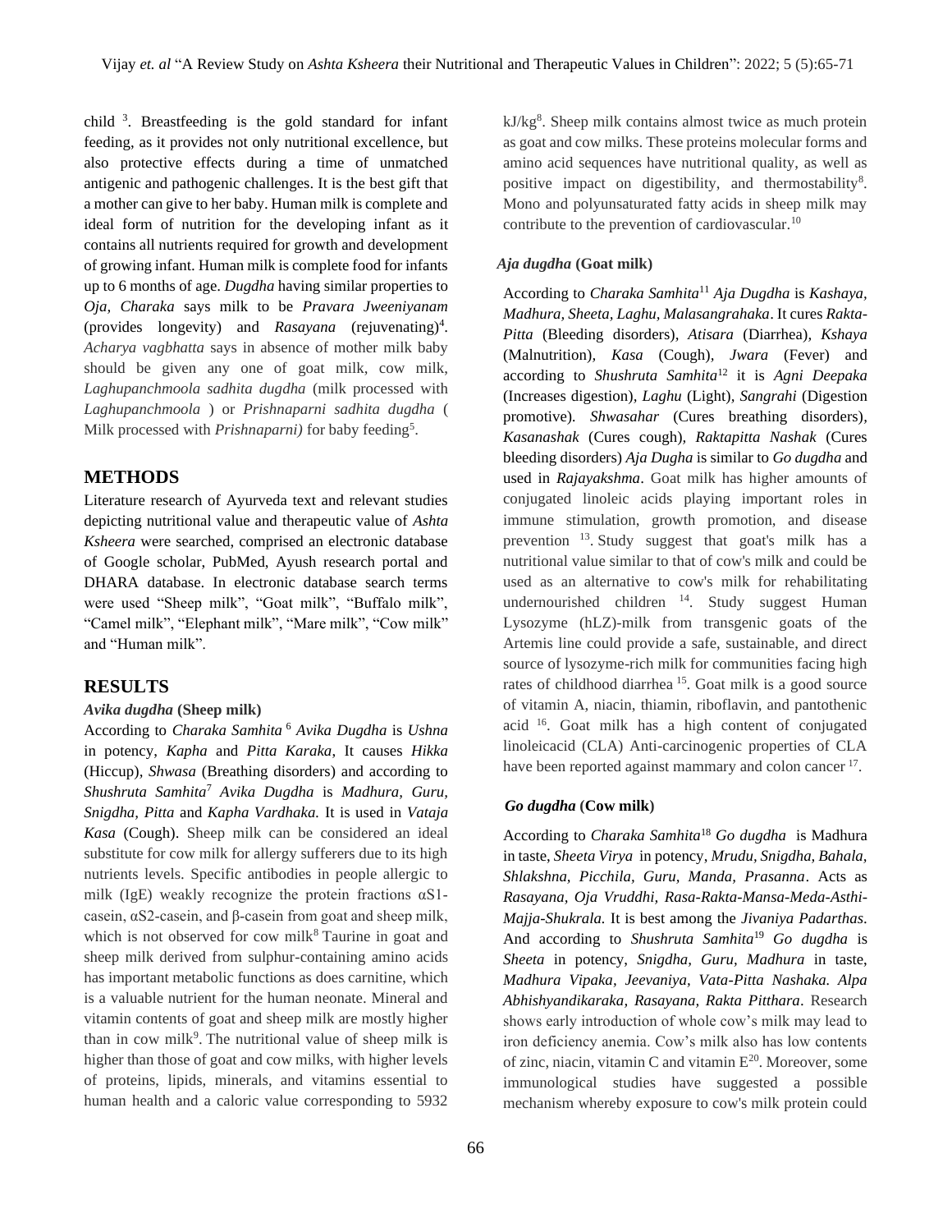child [3]. Breastfeeding is the gold standard for infant feeding, as it provides not only nutritional excellence, but also protective effects during a time of unmatched antigenic and pathogenic challenges. It is the best gift that a mother can give to her baby. Human milk is complete and ideal form of nutrition for the developing infant as it contains all nutrients required for growth and development of growing infant. Human milk is complete food for infants up to 6 months of age. *Dugdha* having similar properties to *Oja, Charaka* says milk to be *Pravara Jweeniyanam* (provides longevity) and *Rasayana* (rejuvenating)[4]. *Acharya vagbhatta* says in absence of mother milk baby should be given any one of goat milk, cow milk, *Laghupanchmoola sadhita dugdha* (milk processed with *Laghupanchmoola* ) or *Prishnaparni sadhita dugdha* ( Milk processed with *Prishnaparni)* for baby feeding[5].

## METHODS

Literature research of Ayurveda text and relevant studies depicting nutritional value and therapeutic value of *Ashta Ksheera* were searched, comprised an electronic database of Google scholar, PubMed, Ayush research portal and DHARA database. In electronic database search terms were used "Sheep milk", "Goat milk", "Buffalo milk", "Camel milk", "Elephant milk", "Mare milk", "Cow milk" and "Human milk".

## RESULTS

### *Avika dugdha* (Sheep milk)

According to *Charaka Samhita* [6] *Avika Dugdha* is *Ushna* in potency, *Kapha* and *Pitta Karaka*, It causes *Hikka* (Hiccup), *Shwasa* (Breathing disorders) and according to *Shushruta Samhita*[7] *Avika Dugdha* is *Madhura, Guru, Snigdha, Pitta* and *Kapha Vardhaka.* It is used in *Vataja Kasa* (Cough). Sheep milk can be considered an ideal substitute for cow milk for allergy sufferers due to its high nutrients levels. Specific antibodies in people allergic to milk (IgE) weakly recognize the protein fractions αS1-casein, αS2-casein, and β-casein from goat and sheep milk, which is not observed for cow milk[8] Taurine in goat and sheep milk derived from sulphur-containing amino acids has important metabolic functions as does carnitine, which is a valuable nutrient for the human neonate. Mineral and vitamin contents of goat and sheep milk are mostly higher than in cow milk[9]. The nutritional value of sheep milk is higher than those of goat and cow milks, with higher levels of proteins, lipids, minerals, and vitamins essential to human health and a caloric value corresponding to 5932 kJ/kg[8]. Sheep milk contains almost twice as much protein as goat and cow milks. These proteins molecular forms and amino acid sequences have nutritional quality, as well as positive impact on digestibility, and thermostability[8]. Mono and polyunsaturated fatty acids in sheep milk may contribute to the prevention of cardiovascular.[10]

### *Aja dugdha* (Goat milk)

According to *Charaka Samhita*[11] *Aja Dugdha* is *Kashaya, Madhura, Sheeta, Laghu, Malasangrahaka*. It cures *Rakta-Pitta* (Bleeding disorders), *Atisara* (Diarrhea), *Kshaya* (Malnutrition), *Kasa* (Cough), *Jwara* (Fever) and according to *Shushruta Samhita*[12] it is *Agni Deepaka* (Increases digestion), *Laghu* (Light), *Sangrahi* (Digestion promotive). *Shwasahar* (Cures breathing disorders), *Kasanashak* (Cures cough), *Raktapitta Nashak* (Cures bleeding disorders) *Aja Dugha* is similar to *Go dugdha* and used in *Rajayakshma*. Goat milk has higher amounts of conjugated linoleic acids playing important roles in immune stimulation, growth promotion, and disease prevention [13]. Study suggest that goat's milk has a nutritional value similar to that of cow's milk and could be used as an alternative to cow's milk for rehabilitating undernourished children [14]. Study suggest Human Lysozyme (hLZ)-milk from transgenic goats of the Artemis line could provide a safe, sustainable, and direct source of lysozyme-rich milk for communities facing high rates of childhood diarrhea [15]. Goat milk is a good source of vitamin A, niacin, thiamin, riboflavin, and pantothenic acid [16]. Goat milk has a high content of conjugated linoleicacid (CLA) Anti-carcinogenic properties of CLA have been reported against mammary and colon cancer [17].

### *Go dugdha* (Cow milk)

According to *Charaka Samhita*[18] *Go dugdha* is Madhura in taste, *Sheeta Virya* in potency, *Mrudu, Snigdha, Bahala, Shlakshna, Picchila, Guru, Manda, Prasanna*. Acts as *Rasayana, Oja Vruddhi, Rasa-Rakta-Mansa-Meda-Asthi-Majja-Shukrala.* It is best among the *Jivaniya Padarthas*. And according to *Shushruta Samhita*[19] *Go dugdha* is *Sheeta* in potency, *Snigdha, Guru, Madhura* in taste, *Madhura Vipaka, Jeevaniya, Vata-Pitta Nashaka. Alpa Abhishyandikaraka, Rasayana, Rakta Pitthara*. Research shows early introduction of whole cow's milk may lead to iron deficiency anemia. Cow's milk also has low contents of zinc, niacin, vitamin C and vitamin E[20]. Moreover, some immunological studies have suggested a possible mechanism whereby exposure to cow's milk protein could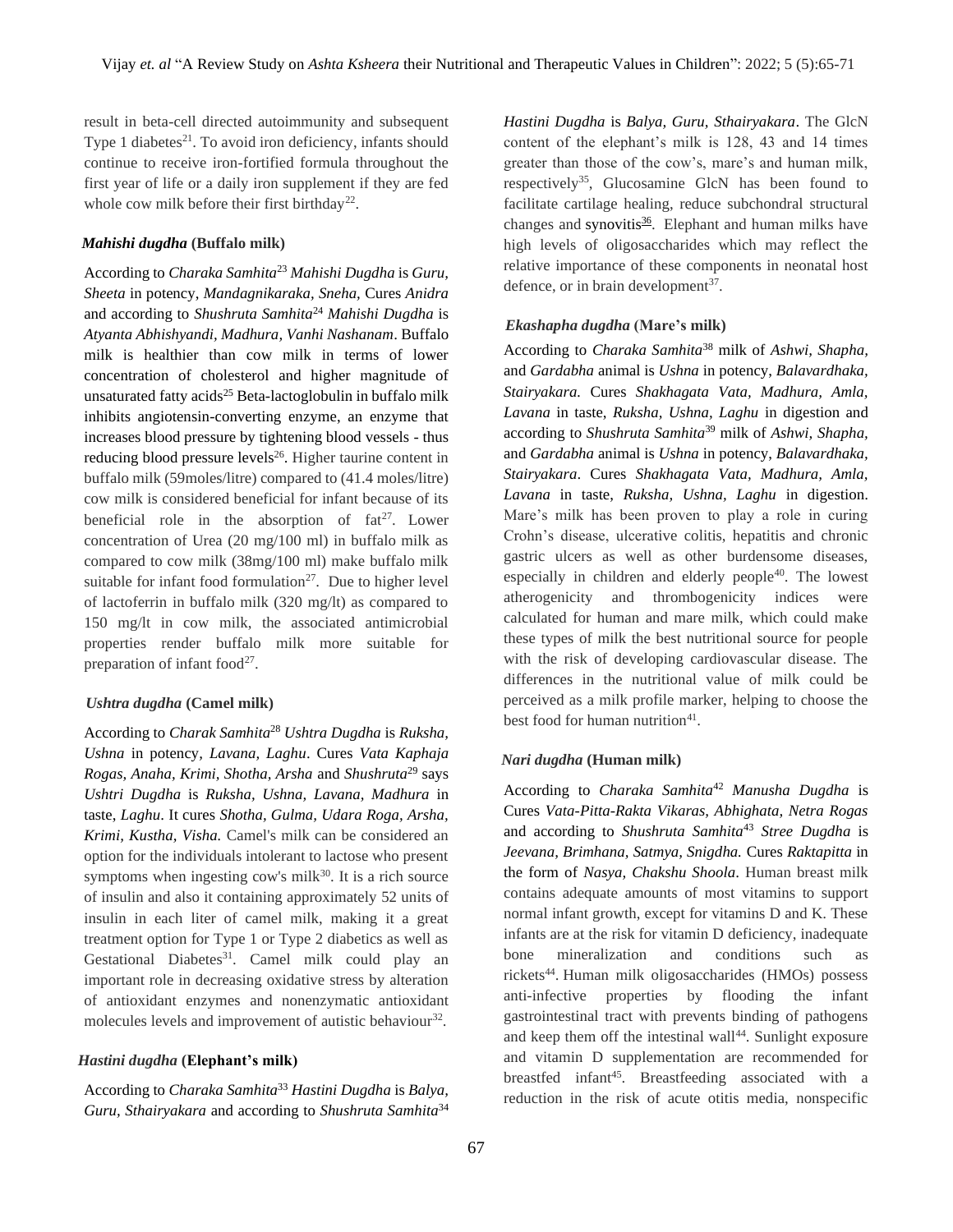result in beta-cell directed autoimmunity and subsequent Type 1 diabetes[21]. To avoid iron deficiency, infants should continue to receive iron-fortified formula throughout the first year of life or a daily iron supplement if they are fed whole cow milk before their first birthday[22].

### *Mahishi dugdha* (Buffalo milk)

According to *Charaka Samhita*[23] *Mahishi Dugdha* is *Guru, Sheeta* in potency, *Mandagnikaraka, Sneha,* Cures *Anidra* and according to *Shushruta Samhita*[24] *Mahishi Dugdha* is *Atyanta Abhishyandi, Madhura, Vanhi Nashanam*. Buffalo milk is healthier than cow milk in terms of lower concentration of cholesterol and higher magnitude of unsaturated fatty acids[25] Beta-lactoglobulin in buffalo milk inhibits angiotensin-converting enzyme, an enzyme that increases blood pressure by tightening blood vessels - thus reducing blood pressure levels[26]. Higher taurine content in buffalo milk (59moles/litre) compared to (41.4 moles/litre) cow milk is considered beneficial for infant because of its beneficial role in the absorption of fat[27]. Lower concentration of Urea (20 mg/100 ml) in buffalo milk as compared to cow milk (38mg/100 ml) make buffalo milk suitable for infant food formulation[27]. Due to higher level of lactoferrin in buffalo milk (320 mg/lt) as compared to 150 mg/lt in cow milk, the associated antimicrobial properties render buffalo milk more suitable for preparation of infant food[27].

### *Ushtra dugdha* (Camel milk)

According to *Charak Samhita*[28] *Ushtra Dugdha* is *Ruksha, Ushna* in potency, *Lavana, Laghu*. Cures *Vata Kaphaja Rogas, Anaha, Krimi, Shotha, Arsha* and *Shushruta*[29] says *Ushtri Dugdha* is *Ruksha, Ushna, Lavana, Madhura* in taste, *Laghu*. It cures *Shotha, Gulma, Udara Roga, Arsha, Krimi, Kustha, Visha.* Camel's milk can be considered an option for the individuals intolerant to lactose who present symptoms when ingesting cow's milk[30]. It is a rich source of insulin and also it containing approximately 52 units of insulin in each liter of camel milk, making it a great treatment option for Type 1 or Type 2 diabetics as well as Gestational Diabetes[31]. Camel milk could play an important role in decreasing oxidative stress by alteration of antioxidant enzymes and nonenzymatic antioxidant molecules levels and improvement of autistic behaviour[32].

### *Hastini dugdha* (Elephant's milk)

According to *Charaka Samhita*[33] *Hastini Dugdha* is *Balya, Guru, Sthairyakara* and according to *Shushruta Samhita*[34] *Hastini Dugdha* is *Balya, Guru, Sthairyakara*. The GlcN content of the elephant's milk is 128, 43 and 14 times greater than those of the cow's, mare's and human milk, respectively[35], Glucosamine GlcN has been found to facilitate cartilage healing, reduce subchondral structural changes and synovitis[36]. Elephant and human milks have high levels of oligosaccharides which may reflect the relative importance of these components in neonatal host defence, or in brain development[37].

### *Ekashapha dugdha* (Mare's milk)

According to *Charaka Samhita*[38] milk of *Ashwi, Shapha,* and *Gardabha* animal is *Ushna* in potency, *Balavardhaka, Stairyakara.* Cures *Shakhagata Vata, Madhura, Amla, Lavana* in taste, *Ruksha, Ushna, Laghu* in digestion and according to *Shushruta Samhita*[39] milk of *Ashwi, Shapha,* and *Gardabha* animal is *Ushna* in potency, *Balavardhaka, Stairyakara*. Cures *Shakhagata Vata, Madhura, Amla, Lavana* in taste, *Ruksha, Ushna, Laghu* in digestion. Mare's milk has been proven to play a role in curing Crohn's disease, ulcerative colitis, hepatitis and chronic gastric ulcers as well as other burdensome diseases, especially in children and elderly people[40]. The lowest atherogenicity and thrombogenicity indices were calculated for human and mare milk, which could make these types of milk the best nutritional source for people with the risk of developing cardiovascular disease. The differences in the nutritional value of milk could be perceived as a milk profile marker, helping to choose the best food for human nutrition[41].

### *Nari dugdha* (Human milk)

According to *Charaka Samhita*[42] *Manusha Dugdha* is Cures *Vata-Pitta-Rakta Vikaras, Abhighata, Netra Rogas* and according to *Shushruta Samhita*[43] *Stree Dugdha* is *Jeevana, Brimhana, Satmya, Snigdha.* Cures *Raktapitta* in the form of *Nasya, Chakshu Shoola*. Human breast milk contains adequate amounts of most vitamins to support normal infant growth, except for vitamins D and K. These infants are at the risk for vitamin D deficiency, inadequate bone mineralization and conditions such as rickets[44]. Human milk oligosaccharides (HMOs) possess anti-infective properties by flooding the infant gastrointestinal tract with prevents binding of pathogens and keep them off the intestinal wall[44]. Sunlight exposure and vitamin D supplementation are recommended for breastfed infant[45]. Breastfeeding associated with a reduction in the risk of acute otitis media, nonspecific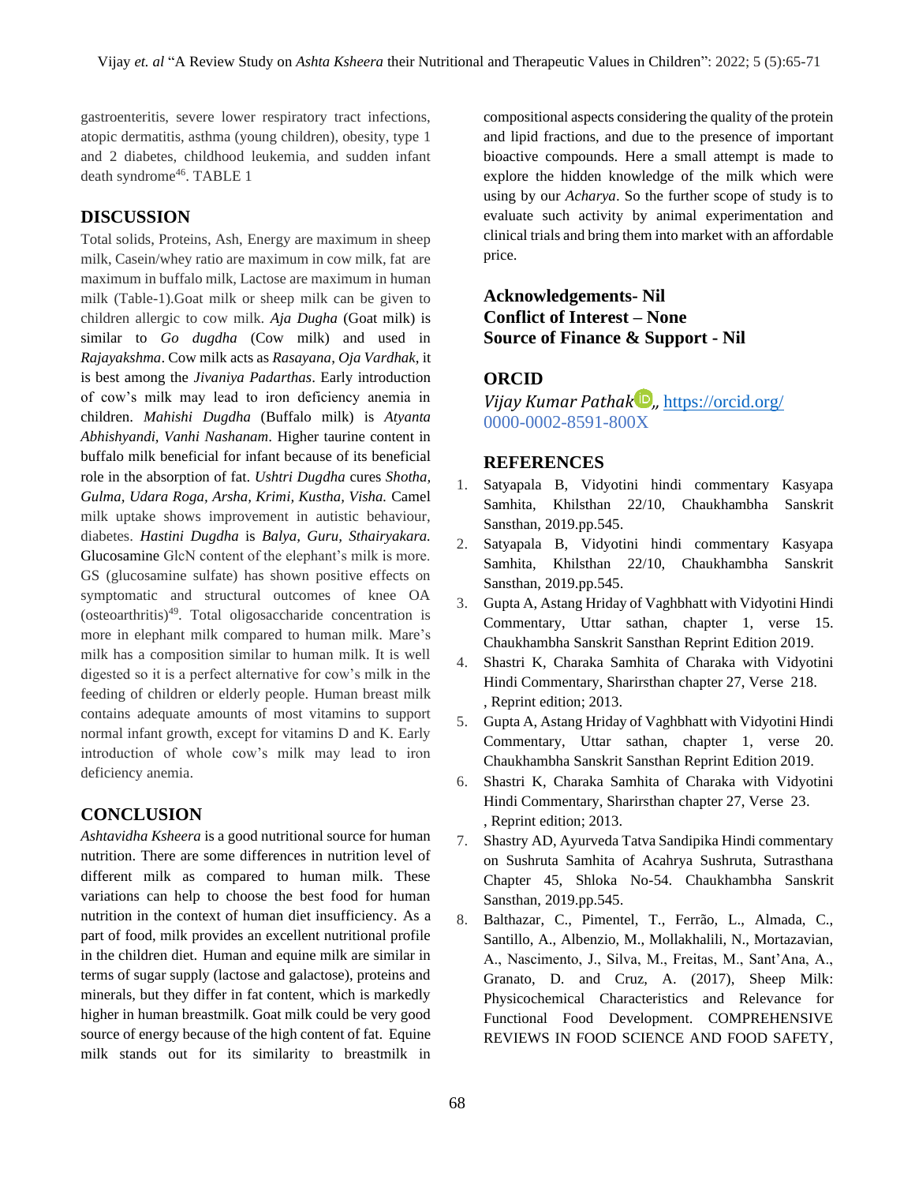gastroenteritis, severe lower respiratory tract infections, atopic dermatitis, asthma (young children), obesity, type 1 and 2 diabetes, childhood leukemia, and sudden infant death syndrome[46]. TABLE 1

## DISCUSSION

Total solids, Proteins, Ash, Energy are maximum in sheep milk, Casein/whey ratio are maximum in cow milk, fat are maximum in buffalo milk, Lactose are maximum in human milk (Table-1).Goat milk or sheep milk can be given to children allergic to cow milk. *Aja Dugha* (Goat milk) is similar to *Go dugdha* (Cow milk) and used in *Rajayakshma*. Cow milk acts as *Rasayana*, *Oja Vardhak*, it is best among the *Jivaniya Padarthas*. Early introduction of cow's milk may lead to iron deficiency anemia in children. *Mahishi Dugdha* (Buffalo milk) is *Atyanta Abhishyandi, Vanhi Nashanam*. Higher taurine content in buffalo milk beneficial for infant because of its beneficial role in the absorption of fat. *Ushtri Dugdha* cures *Shotha, Gulma, Udara Roga, Arsha, Krimi, Kustha, Visha.* Camel milk uptake shows improvement in autistic behaviour, diabetes. *Hastini Dugdha* is *Balya, Guru, Sthairyakara.* Glucosamine GlcN content of the elephant's milk is more. GS (glucosamine sulfate) has shown positive effects on symptomatic and structural outcomes of knee OA (osteoarthritis)[49]. Total oligosaccharide concentration is more in elephant milk compared to human milk. Mare's milk has a composition similar to human milk. It is well digested so it is a perfect alternative for cow's milk in the feeding of children or elderly people. Human breast milk contains adequate amounts of most vitamins to support normal infant growth, except for vitamins D and K. Early introduction of whole cow's milk may lead to iron deficiency anemia.

## CONCLUSION

*Ashtavidha Ksheera* is a good nutritional source for human nutrition. There are some differences in nutrition level of different milk as compared to human milk. These variations can help to choose the best food for human nutrition in the context of human diet insufficiency. As a part of food, milk provides an excellent nutritional profile in the children diet. Human and equine milk are similar in terms of sugar supply (lactose and galactose), proteins and minerals, but they differ in fat content, which is markedly higher in human breastmilk. Goat milk could be very good source of energy because of the high content of fat. Equine milk stands out for its similarity to breastmilk in compositional aspects considering the quality of the protein and lipid fractions, and due to the presence of important bioactive compounds. Here a small attempt is made to explore the hidden knowledge of the milk which were using by our *Acharya*. So the further scope of study is to evaluate such activity by animal experimentation and clinical trials and bring them into market with an affordable price.

**Acknowledgements- Nil**
**Conflict of Interest – None**
**Source of Finance & Support - Nil**

## ORCID

*Vijay Kumar Pathak*,, https://orcid.org/0000-0002-8591-800X

## REFERENCES

1. Satyapala B, Vidyotini hindi commentary Kasyapa Samhita, Khilsthan 22/10, Chaukhambha Sanskrit Sansthan, 2019.pp.545.
2. Satyapala B, Vidyotini hindi commentary Kasyapa Samhita, Khilsthan 22/10, Chaukhambha Sanskrit Sansthan, 2019.pp.545.
3. Gupta A, Astang Hriday of Vaghbhatt with Vidyotini Hindi Commentary, Uttar sathan, chapter 1, verse 15. Chaukhambha Sanskrit Sansthan Reprint Edition 2019.
4. Shastri K, Charaka Samhita of Charaka with Vidyotini Hindi Commentary, Sharirsthan chapter 27, Verse 218. , Reprint edition; 2013.
5. Gupta A, Astang Hriday of Vaghbhatt with Vidyotini Hindi Commentary, Uttar sathan, chapter 1, verse 20. Chaukhambha Sanskrit Sansthan Reprint Edition 2019.
6. Shastri K, Charaka Samhita of Charaka with Vidyotini Hindi Commentary, Sharirsthan chapter 27, Verse 23. , Reprint edition; 2013.
7. Shastry AD, Ayurveda Tatva Sandipika Hindi commentary on Sushruta Samhita of Acahrya Sushruta, Sutrasthana Chapter 45, Shloka No-54. Chaukhambha Sanskrit Sansthan, 2019.pp.545.
8. Balthazar, C., Pimentel, T., Ferrão, L., Almada, C., Santillo, A., Albenzio, M., Mollakhalili, N., Mortazavian, A., Nascimento, J., Silva, M., Freitas, M., Sant'Ana, A., Granato, D. and Cruz, A. (2017), Sheep Milk: Physicochemical Characteristics and Relevance for Functional Food Development. COMPREHENSIVE REVIEWS IN FOOD SCIENCE AND FOOD SAFETY,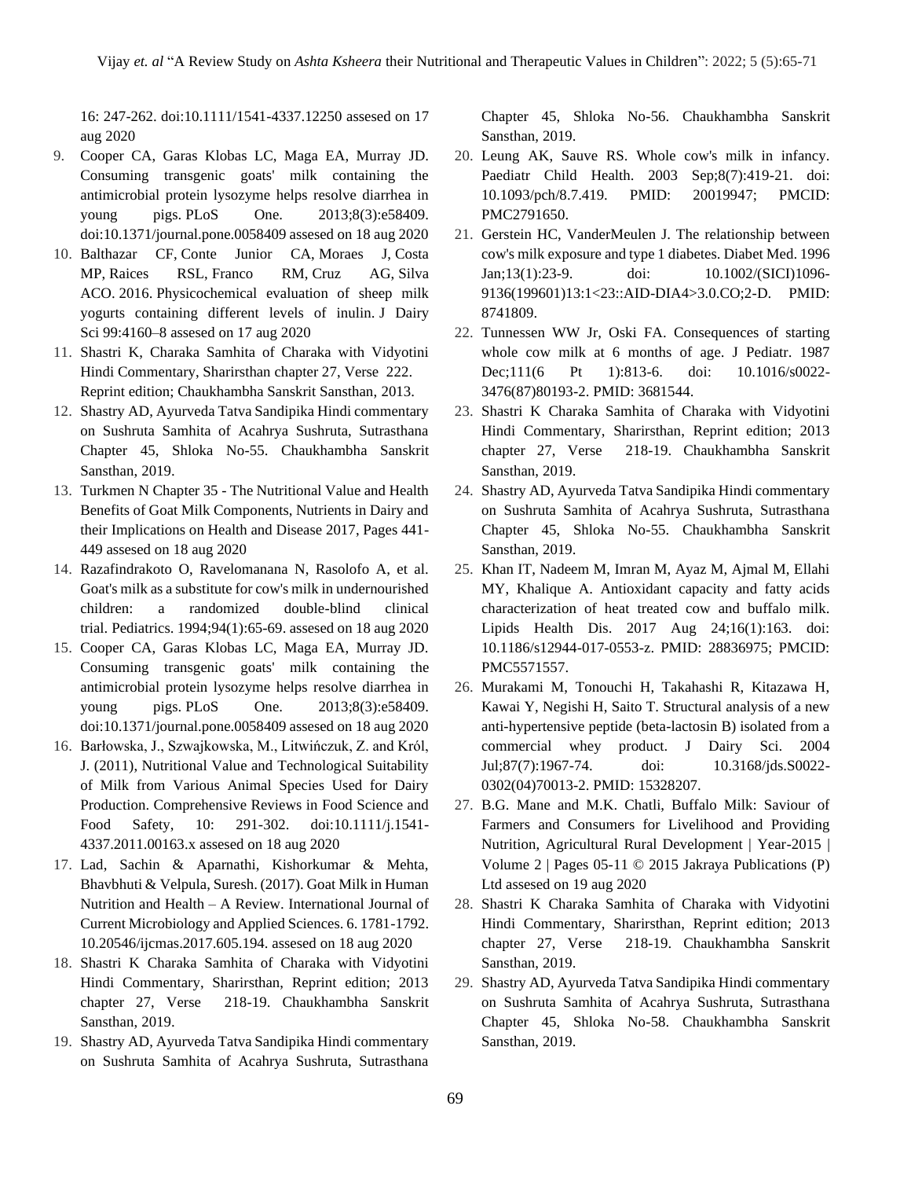16: 247-262. doi:10.1111/1541-4337.12250 assesed on 17 aug 2020

9. Cooper CA, Garas Klobas LC, Maga EA, Murray JD. Consuming transgenic goats' milk containing the antimicrobial protein lysozyme helps resolve diarrhea in young pigs. PLoS One. 2013;8(3):e58409. doi:10.1371/journal.pone.0058409 assesed on 18 aug 2020
10. Balthazar CF, Conte Junior CA, Moraes J, Costa MP, Raices RSL, Franco RM, Cruz AG, Silva ACO. 2016. Physicochemical evaluation of sheep milk yogurts containing different levels of inulin. J Dairy Sci 99:4160–8 assesed on 17 aug 2020
11. Shastri K, Charaka Samhita of Charaka with Vidyotini Hindi Commentary, Sharirsthan chapter 27, Verse 222. Reprint edition; Chaukhambha Sanskrit Sansthan, 2013.
12. Shastry AD, Ayurveda Tatva Sandipika Hindi commentary on Sushruta Samhita of Acahrya Sushruta, Sutrasthana Chapter 45, Shloka No-55. Chaukhambha Sanskrit Sansthan, 2019.
13. Turkmen N Chapter 35 - The Nutritional Value and Health Benefits of Goat Milk Components, Nutrients in Dairy and their Implications on Health and Disease 2017, Pages 441-449 assesed on 18 aug 2020
14. Razafindrakoto O, Ravelomanana N, Rasolofo A, et al. Goat's milk as a substitute for cow's milk in undernourished children: a randomized double-blind clinical trial. Pediatrics. 1994;94(1):65-69. assesed on 18 aug 2020
15. Cooper CA, Garas Klobas LC, Maga EA, Murray JD. Consuming transgenic goats' milk containing the antimicrobial protein lysozyme helps resolve diarrhea in young pigs. PLoS One. 2013;8(3):e58409. doi:10.1371/journal.pone.0058409 assesed on 18 aug 2020
16. Barłowska, J., Szwajkowska, M., Litwińczuk, Z. and Król, J. (2011), Nutritional Value and Technological Suitability of Milk from Various Animal Species Used for Dairy Production. Comprehensive Reviews in Food Science and Food Safety, 10: 291-302. doi:10.1111/j.1541-4337.2011.00163.x assesed on 18 aug 2020
17. Lad, Sachin & Aparnathi, Kishorkumar & Mehta, Bhavbhuti & Velpula, Suresh. (2017). Goat Milk in Human Nutrition and Health – A Review. International Journal of Current Microbiology and Applied Sciences. 6. 1781-1792. 10.20546/ijcmas.2017.605.194. assesed on 18 aug 2020
18. Shastri K Charaka Samhita of Charaka with Vidyotini Hindi Commentary, Sharirsthan, Reprint edition; 2013 chapter 27, Verse 218-19. Chaukhambha Sanskrit Sansthan, 2019.
19. Shastry AD, Ayurveda Tatva Sandipika Hindi commentary on Sushruta Samhita of Acahrya Sushruta, Sutrasthana Chapter 45, Shloka No-56. Chaukhambha Sanskrit Sansthan, 2019.
20. Leung AK, Sauve RS. Whole cow's milk in infancy. Paediatr Child Health. 2003 Sep;8(7):419-21. doi: 10.1093/pch/8.7.419. PMID: 20019947; PMCID: PMC2791650.
21. Gerstein HC, VanderMeulen J. The relationship between cow's milk exposure and type 1 diabetes. Diabet Med. 1996 Jan;13(1):23-9. doi: 10.1002/(SICI)1096-9136(199601)13:1<23::AID-DIA4>3.0.CO;2-D. PMID: 8741809.
22. Tunnessen WW Jr, Oski FA. Consequences of starting whole cow milk at 6 months of age. J Pediatr. 1987 Dec;111(6 Pt 1):813-6. doi: 10.1016/s0022-3476(87)80193-2. PMID: 3681544.
23. Shastri K Charaka Samhita of Charaka with Vidyotini Hindi Commentary, Sharirsthan, Reprint edition; 2013 chapter 27, Verse 218-19. Chaukhambha Sanskrit Sansthan, 2019.
24. Shastry AD, Ayurveda Tatva Sandipika Hindi commentary on Sushruta Samhita of Acahrya Sushruta, Sutrasthana Chapter 45, Shloka No-55. Chaukhambha Sanskrit Sansthan, 2019.
25. Khan IT, Nadeem M, Imran M, Ayaz M, Ajmal M, Ellahi MY, Khalique A. Antioxidant capacity and fatty acids characterization of heat treated cow and buffalo milk. Lipids Health Dis. 2017 Aug 24;16(1):163. doi: 10.1186/s12944-017-0553-z. PMID: 28836975; PMCID: PMC5571557.
26. Murakami M, Tonouchi H, Takahashi R, Kitazawa H, Kawai Y, Negishi H, Saito T. Structural analysis of a new anti-hypertensive peptide (beta-lactosin B) isolated from a commercial whey product. J Dairy Sci. 2004 Jul;87(7):1967-74. doi: 10.3168/jds.S0022-0302(04)70013-2. PMID: 15328207.
27. B.G. Mane and M.K. Chatli, Buffalo Milk: Saviour of Farmers and Consumers for Livelihood and Providing Nutrition, Agricultural Rural Development | Year-2015 | Volume 2 | Pages 05-11 © 2015 Jakraya Publications (P) Ltd assesed on 19 aug 2020
28. Shastri K Charaka Samhita of Charaka with Vidyotini Hindi Commentary, Sharirsthan, Reprint edition; 2013 chapter 27, Verse 218-19. Chaukhambha Sanskrit Sansthan, 2019.
29. Shastry AD, Ayurveda Tatva Sandipika Hindi commentary on Sushruta Samhita of Acahrya Sushruta, Sutrasthana Chapter 45, Shloka No-58. Chaukhambha Sanskrit Sansthan, 2019.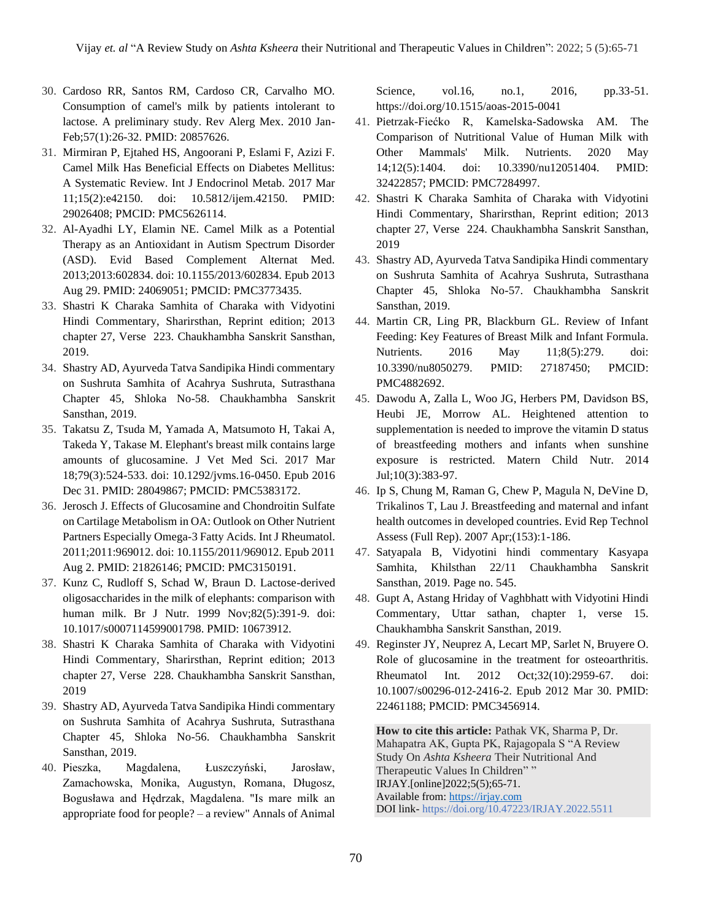30. Cardoso RR, Santos RM, Cardoso CR, Carvalho MO. Consumption of camel's milk by patients intolerant to lactose. A preliminary study. Rev Alerg Mex. 2010 Jan-Feb;57(1):26-32. PMID: 20857626.
31. Mirmiran P, Ejtahed HS, Angoorani P, Eslami F, Azizi F. Camel Milk Has Beneficial Effects on Diabetes Mellitus: A Systematic Review. Int J Endocrinol Metab. 2017 Mar 11;15(2):e42150. doi: 10.5812/ijem.42150. PMID: 29026408; PMCID: PMC5626114.
32. Al-Ayadhi LY, Elamin NE. Camel Milk as a Potential Therapy as an Antioxidant in Autism Spectrum Disorder (ASD). Evid Based Complement Alternat Med. 2013;2013:602834. doi: 10.1155/2013/602834. Epub 2013 Aug 29. PMID: 24069051; PMCID: PMC3773435.
33. Shastri K Charaka Samhita of Charaka with Vidyotini Hindi Commentary, Sharirsthan, Reprint edition; 2013 chapter 27, Verse 223. Chaukhambha Sanskrit Sansthan, 2019.
34. Shastry AD, Ayurveda Tatva Sandipika Hindi commentary on Sushruta Samhita of Acahrya Sushruta, Sutrasthana Chapter 45, Shloka No-58. Chaukhambha Sanskrit Sansthan, 2019.
35. Takatsu Z, Tsuda M, Yamada A, Matsumoto H, Takai A, Takeda Y, Takase M. Elephant's breast milk contains large amounts of glucosamine. J Vet Med Sci. 2017 Mar 18;79(3):524-533. doi: 10.1292/jvms.16-0450. Epub 2016 Dec 31. PMID: 28049867; PMCID: PMC5383172.
36. Jerosch J. Effects of Glucosamine and Chondroitin Sulfate on Cartilage Metabolism in OA: Outlook on Other Nutrient Partners Especially Omega-3 Fatty Acids. Int J Rheumatol. 2011;2011:969012. doi: 10.1155/2011/969012. Epub 2011 Aug 2. PMID: 21826146; PMCID: PMC3150191.
37. Kunz C, Rudloff S, Schad W, Braun D. Lactose-derived oligosaccharides in the milk of elephants: comparison with human milk. Br J Nutr. 1999 Nov;82(5):391-9. doi: 10.1017/s0007114599001798. PMID: 10673912.
38. Shastri K Charaka Samhita of Charaka with Vidyotini Hindi Commentary, Sharirsthan, Reprint edition; 2013 chapter 27, Verse 228. Chaukhambha Sanskrit Sansthan, 2019
39. Shastry AD, Ayurveda Tatva Sandipika Hindi commentary on Sushruta Samhita of Acahrya Sushruta, Sutrasthana Chapter 45, Shloka No-56. Chaukhambha Sanskrit Sansthan, 2019.
40. Pieszka, Magdalena, Łuszczyński, Jarosław, Zamachowska, Monika, Augustyn, Romana, Długosz, Bogusława and Hędrzak, Magdalena. "Is mare milk an appropriate food for people? – a review" Annals of Animal Science, vol.16, no.1, 2016, pp.33-51. https://doi.org/10.1515/aoas-2015-0041
41. Pietrzak-Fiećko R, Kamelska-Sadowska AM. The Comparison of Nutritional Value of Human Milk with Other Mammals' Milk. Nutrients. 2020 May 14;12(5):1404. doi: 10.3390/nu12051404. PMID: 32422857; PMCID: PMC7284997.
42. Shastri K Charaka Samhita of Charaka with Vidyotini Hindi Commentary, Sharirsthan, Reprint edition; 2013 chapter 27, Verse 224. Chaukhambha Sanskrit Sansthan, 2019
43. Shastry AD, Ayurveda Tatva Sandipika Hindi commentary on Sushruta Samhita of Acahrya Sushruta, Sutrasthana Chapter 45, Shloka No-57. Chaukhambha Sanskrit Sansthan, 2019.
44. Martin CR, Ling PR, Blackburn GL. Review of Infant Feeding: Key Features of Breast Milk and Infant Formula. Nutrients. 2016 May 11;8(5):279. doi: 10.3390/nu8050279. PMID: 27187450; PMCID: PMC4882692.
45. Dawodu A, Zalla L, Woo JG, Herbers PM, Davidson BS, Heubi JE, Morrow AL. Heightened attention to supplementation is needed to improve the vitamin D status of breastfeeding mothers and infants when sunshine exposure is restricted. Matern Child Nutr. 2014 Jul;10(3):383-97.
46. Ip S, Chung M, Raman G, Chew P, Magula N, DeVine D, Trikalinos T, Lau J. Breastfeeding and maternal and infant health outcomes in developed countries. Evid Rep Technol Assess (Full Rep). 2007 Apr;(153):1-186.
47. Satyapala B, Vidyotini hindi commentary Kasyapa Samhita, Khilsthan 22/11 Chaukhambha Sanskrit Sansthan, 2019. Page no. 545.
48. Gupt A, Astang Hriday of Vaghbhatt with Vidyotini Hindi Commentary, Uttar sathan, chapter 1, verse 15. Chaukhambha Sanskrit Sansthan, 2019.
49. Reginster JY, Neuprez A, Lecart MP, Sarlet N, Bruyere O. Role of glucosamine in the treatment for osteoarthritis. Rheumatol Int. 2012 Oct;32(10):2959-67. doi: 10.1007/s00296-012-2416-2. Epub 2012 Mar 30. PMID: 22461188; PMCID: PMC3456914.

**How to cite this article:** Pathak VK, Sharma P, Dr. Mahapatra AK, Gupta PK, Rajagopala S "A Review Study On *Ashta Ksheera* Their Nutritional And Therapeutic Values In Children" " IRJAY.[online]2022;5(5);65-71.
Available from: https://irjay.com
DOI link- https://doi.org/10.47223/IRJAY.2022.5511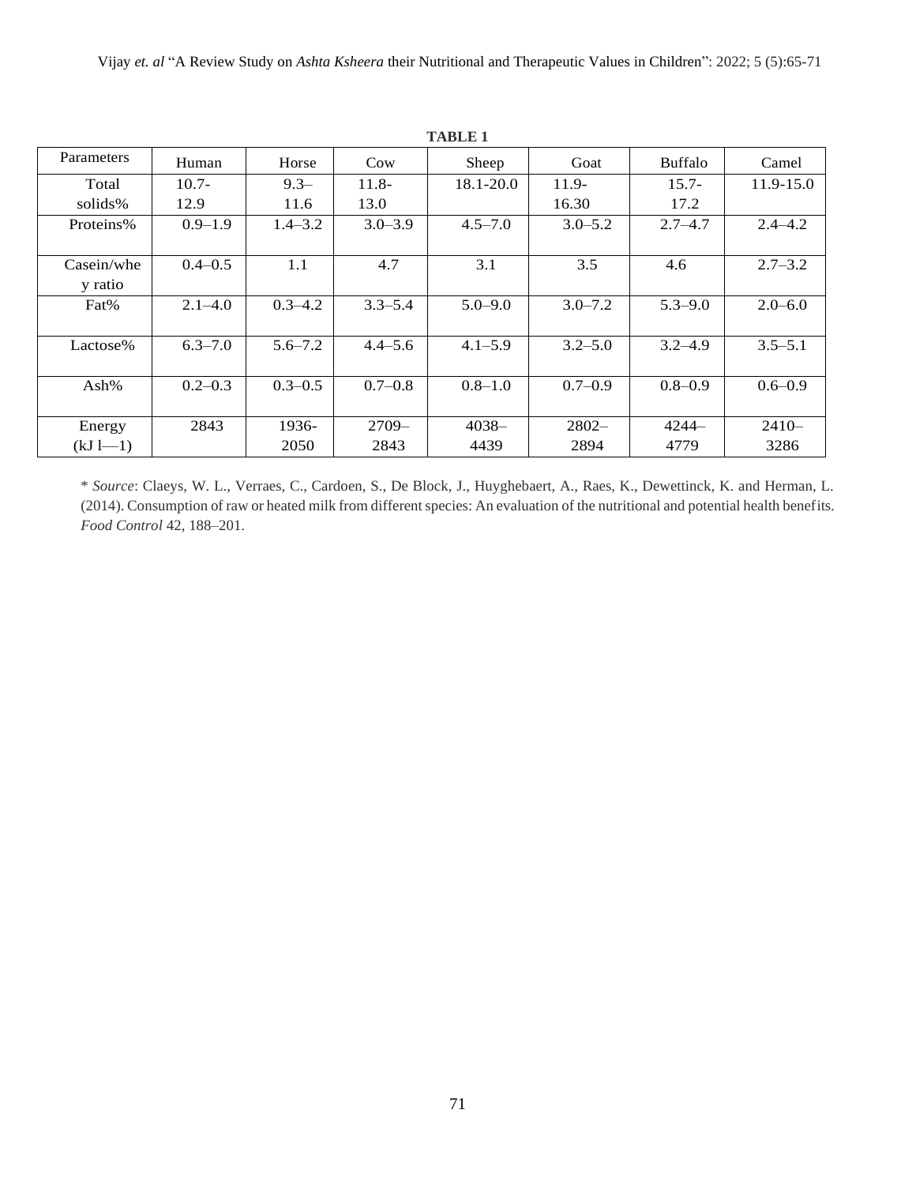**TABLE 1**

| Parameters | Human | Horse | Cow | Sheep | Goat | Buffalo | Camel |
|---|---|---|---|---|---|---|---|
| Total solids% | 10.7-12.9 | 9.3–11.6 | 11.8-13.0 | 18.1-20.0 | 11.9-16.30 | 15.7-17.2 | 11.9-15.0 |
| Proteins% | 0.9–1.9 | 1.4–3.2 | 3.0–3.9 | 4.5–7.0 | 3.0–5.2 | 2.7–4.7 | 2.4–4.2 |
| Casein/whey ratio | 0.4–0.5 | 1.1 | 4.7 | 3.1 | 3.5 | 4.6 | 2.7–3.2 |
| Fat% | 2.1–4.0 | 0.3–4.2 | 3.3–5.4 | 5.0–9.0 | 3.0–7.2 | 5.3–9.0 | 2.0–6.0 |
| Lactose% | 6.3–7.0 | 5.6–7.2 | 4.4–5.6 | 4.1–5.9 | 3.2–5.0 | 3.2–4.9 | 3.5–5.1 |
| Ash% | 0.2–0.3 | 0.3–0.5 | 0.7–0.8 | 0.8–1.0 | 0.7–0.9 | 0.8–0.9 | 0.6–0.9 |
| Energy (kJ l—1) | 2843 | 1936-2050 | 2709–2843 | 4038–4439 | 2802–2894 | 4244–4779 | 2410–3286 |

* *Source*: Claeys, W. L., Verraes, C., Cardoen, S., De Block, J., Huyghebaert, A., Raes, K., Dewettinck, K. and Herman, L. (2014). Consumption of raw or heated milk from different species: An evaluation of the nutritional and potential health benefits. *Food Control* 42, 188–201.